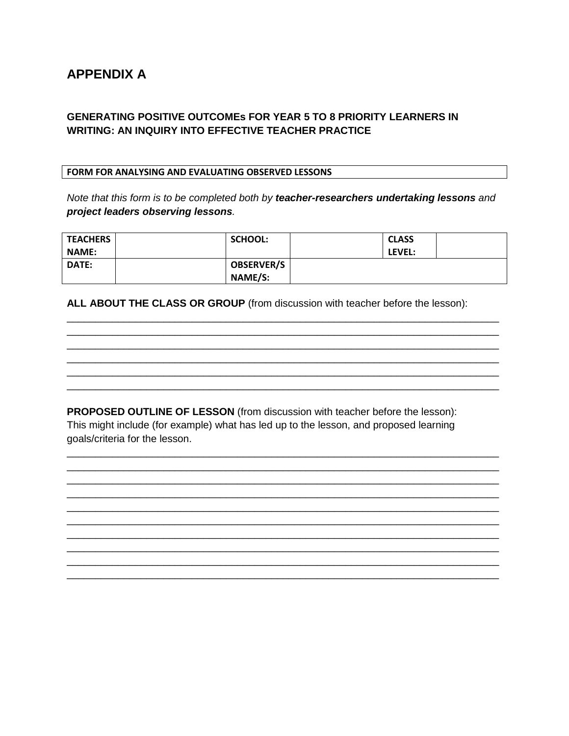## APPENDIX A

### GENERATING POSITIVE OUTCOMEs FOR YEAR 5 TO 8 PRIORITY LEARNERS IN WRITING: AN INQUIRY INTO EFFECTIVE TEACHER PRACTICE

| FORM FOR ANALYSING AND EVALUATING OBSERVED LESSONS |
| --- |

*Note that this form is to be completed both by **teacher-researchers undertaking lessons** and **project leaders observing lessons**.*

| TEACHERS NAME: | | SCHOOL: | | CLASS LEVEL: | |
| --- | --- | --- | --- | --- | --- |
| DATE: | | OBSERVER/S NAME/S: | | | |

**ALL ABOUT THE CLASS OR GROUP** (from discussion with teacher before the lesson):

\_\_\_\_\_\_\_\_\_\_\_\_\_\_\_\_\_\_\_\_\_\_\_\_\_\_\_\_\_\_\_\_\_\_\_\_\_\_\_\_\_\_\_\_\_\_\_\_\_\_\_\_\_\_\_\_\_\_\_\_\_\_\_\_\_\_\_\_\_\_\_\_\_\_\_\_\_\_
\_\_\_\_\_\_\_\_\_\_\_\_\_\_\_\_\_\_\_\_\_\_\_\_\_\_\_\_\_\_\_\_\_\_\_\_\_\_\_\_\_\_\_\_\_\_\_\_\_\_\_\_\_\_\_\_\_\_\_\_\_\_\_\_\_\_\_\_\_\_\_\_\_\_\_\_\_\_
\_\_\_\_\_\_\_\_\_\_\_\_\_\_\_\_\_\_\_\_\_\_\_\_\_\_\_\_\_\_\_\_\_\_\_\_\_\_\_\_\_\_\_\_\_\_\_\_\_\_\_\_\_\_\_\_\_\_\_\_\_\_\_\_\_\_\_\_\_\_\_\_\_\_\_\_\_\_
\_\_\_\_\_\_\_\_\_\_\_\_\_\_\_\_\_\_\_\_\_\_\_\_\_\_\_\_\_\_\_\_\_\_\_\_\_\_\_\_\_\_\_\_\_\_\_\_\_\_\_\_\_\_\_\_\_\_\_\_\_\_\_\_\_\_\_\_\_\_\_\_\_\_\_\_\_\_
\_\_\_\_\_\_\_\_\_\_\_\_\_\_\_\_\_\_\_\_\_\_\_\_\_\_\_\_\_\_\_\_\_\_\_\_\_\_\_\_\_\_\_\_\_\_\_\_\_\_\_\_\_\_\_\_\_\_\_\_\_\_\_\_\_\_\_\_\_\_\_\_\_\_\_\_\_\_
\_\_\_\_\_\_\_\_\_\_\_\_\_\_\_\_\_\_\_\_\_\_\_\_\_\_\_\_\_\_\_\_\_\_\_\_\_\_\_\_\_\_\_\_\_\_\_\_\_\_\_\_\_\_\_\_\_\_\_\_\_\_\_\_\_\_\_\_\_\_\_\_\_\_\_\_\_\_

**PROPOSED OUTLINE OF LESSON** (from discussion with teacher before the lesson):
This might include (for example) what has led up to the lesson, and proposed learning goals/criteria for the lesson.

\_\_\_\_\_\_\_\_\_\_\_\_\_\_\_\_\_\_\_\_\_\_\_\_\_\_\_\_\_\_\_\_\_\_\_\_\_\_\_\_\_\_\_\_\_\_\_\_\_\_\_\_\_\_\_\_\_\_\_\_\_\_\_\_\_\_\_\_\_\_\_\_\_\_\_\_\_\_
\_\_\_\_\_\_\_\_\_\_\_\_\_\_\_\_\_\_\_\_\_\_\_\_\_\_\_\_\_\_\_\_\_\_\_\_\_\_\_\_\_\_\_\_\_\_\_\_\_\_\_\_\_\_\_\_\_\_\_\_\_\_\_\_\_\_\_\_\_\_\_\_\_\_\_\_\_\_
\_\_\_\_\_\_\_\_\_\_\_\_\_\_\_\_\_\_\_\_\_\_\_\_\_\_\_\_\_\_\_\_\_\_\_\_\_\_\_\_\_\_\_\_\_\_\_\_\_\_\_\_\_\_\_\_\_\_\_\_\_\_\_\_\_\_\_\_\_\_\_\_\_\_\_\_\_\_
\_\_\_\_\_\_\_\_\_\_\_\_\_\_\_\_\_\_\_\_\_\_\_\_\_\_\_\_\_\_\_\_\_\_\_\_\_\_\_\_\_\_\_\_\_\_\_\_\_\_\_\_\_\_\_\_\_\_\_\_\_\_\_\_\_\_\_\_\_\_\_\_\_\_\_\_\_\_
\_\_\_\_\_\_\_\_\_\_\_\_\_\_\_\_\_\_\_\_\_\_\_\_\_\_\_\_\_\_\_\_\_\_\_\_\_\_\_\_\_\_\_\_\_\_\_\_\_\_\_\_\_\_\_\_\_\_\_\_\_\_\_\_\_\_\_\_\_\_\_\_\_\_\_\_\_\_
\_\_\_\_\_\_\_\_\_\_\_\_\_\_\_\_\_\_\_\_\_\_\_\_\_\_\_\_\_\_\_\_\_\_\_\_\_\_\_\_\_\_\_\_\_\_\_\_\_\_\_\_\_\_\_\_\_\_\_\_\_\_\_\_\_\_\_\_\_\_\_\_\_\_\_\_\_\_
\_\_\_\_\_\_\_\_\_\_\_\_\_\_\_\_\_\_\_\_\_\_\_\_\_\_\_\_\_\_\_\_\_\_\_\_\_\_\_\_\_\_\_\_\_\_\_\_\_\_\_\_\_\_\_\_\_\_\_\_\_\_\_\_\_\_\_\_\_\_\_\_\_\_\_\_\_\_
\_\_\_\_\_\_\_\_\_\_\_\_\_\_\_\_\_\_\_\_\_\_\_\_\_\_\_\_\_\_\_\_\_\_\_\_\_\_\_\_\_\_\_\_\_\_\_\_\_\_\_\_\_\_\_\_\_\_\_\_\_\_\_\_\_\_\_\_\_\_\_\_\_\_\_\_\_\_
\_\_\_\_\_\_\_\_\_\_\_\_\_\_\_\_\_\_\_\_\_\_\_\_\_\_\_\_\_\_\_\_\_\_\_\_\_\_\_\_\_\_\_\_\_\_\_\_\_\_\_\_\_\_\_\_\_\_\_\_\_\_\_\_\_\_\_\_\_\_\_\_\_\_\_\_\_\_
\_\_\_\_\_\_\_\_\_\_\_\_\_\_\_\_\_\_\_\_\_\_\_\_\_\_\_\_\_\_\_\_\_\_\_\_\_\_\_\_\_\_\_\_\_\_\_\_\_\_\_\_\_\_\_\_\_\_\_\_\_\_\_\_\_\_\_\_\_\_\_\_\_\_\_\_\_\_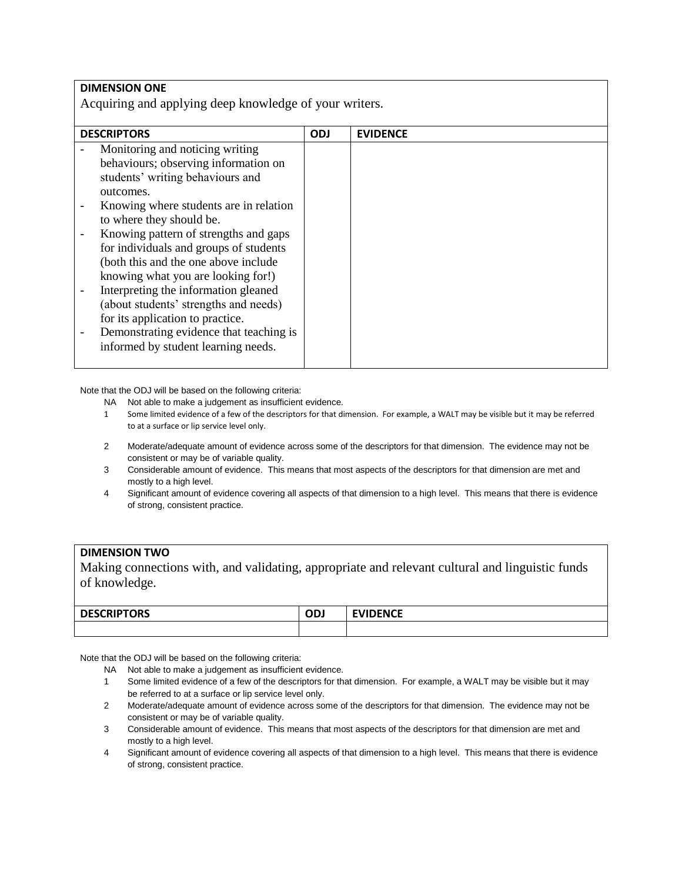| **DIMENSION ONE**<br>Acquiring and applying deep knowledge of your writers. | | |
|---|---|---|
| **DESCRIPTORS** | **ODJ** | **EVIDENCE** |
| - Monitoring and noticing writing behaviours; observing information on students' writing behaviours and outcomes.<br>- Knowing where students are in relation to where they should be.<br>- Knowing pattern of strengths and gaps for individuals and groups of students (both this and the one above include knowing what you are looking for!)<br>- Interpreting the information gleaned (about students' strengths and needs) for its application to practice.<br>- Demonstrating evidence that teaching is informed by student learning needs. | | |

Note that the ODJ will be based on the following criteria:

- NA Not able to make a judgement as insufficient evidence.
- 1 Some limited evidence of a few of the descriptors for that dimension. For example, a WALT may be visible but it may be referred to at a surface or lip service level only.
- 2 Moderate/adequate amount of evidence across some of the descriptors for that dimension. The evidence may not be consistent or may be of variable quality.
- 3 Considerable amount of evidence. This means that most aspects of the descriptors for that dimension are met and mostly to a high level.
- 4 Significant amount of evidence covering all aspects of that dimension to a high level. This means that there is evidence of strong, consistent practice.

| **DIMENSION TWO**<br>Making connections with, and validating, appropriate and relevant cultural and linguistic funds of knowledge. | | |
|---|---|---|
| **DESCRIPTORS** | **ODJ** | **EVIDENCE** |
| | | |

Note that the ODJ will be based on the following criteria:

- NA Not able to make a judgement as insufficient evidence.
- 1 Some limited evidence of a few of the descriptors for that dimension. For example, a WALT may be visible but it may be referred to at a surface or lip service level only.
- 2 Moderate/adequate amount of evidence across some of the descriptors for that dimension. The evidence may not be consistent or may be of variable quality.
- 3 Considerable amount of evidence. This means that most aspects of the descriptors for that dimension are met and mostly to a high level.
- 4 Significant amount of evidence covering all aspects of that dimension to a high level. This means that there is evidence of strong, consistent practice.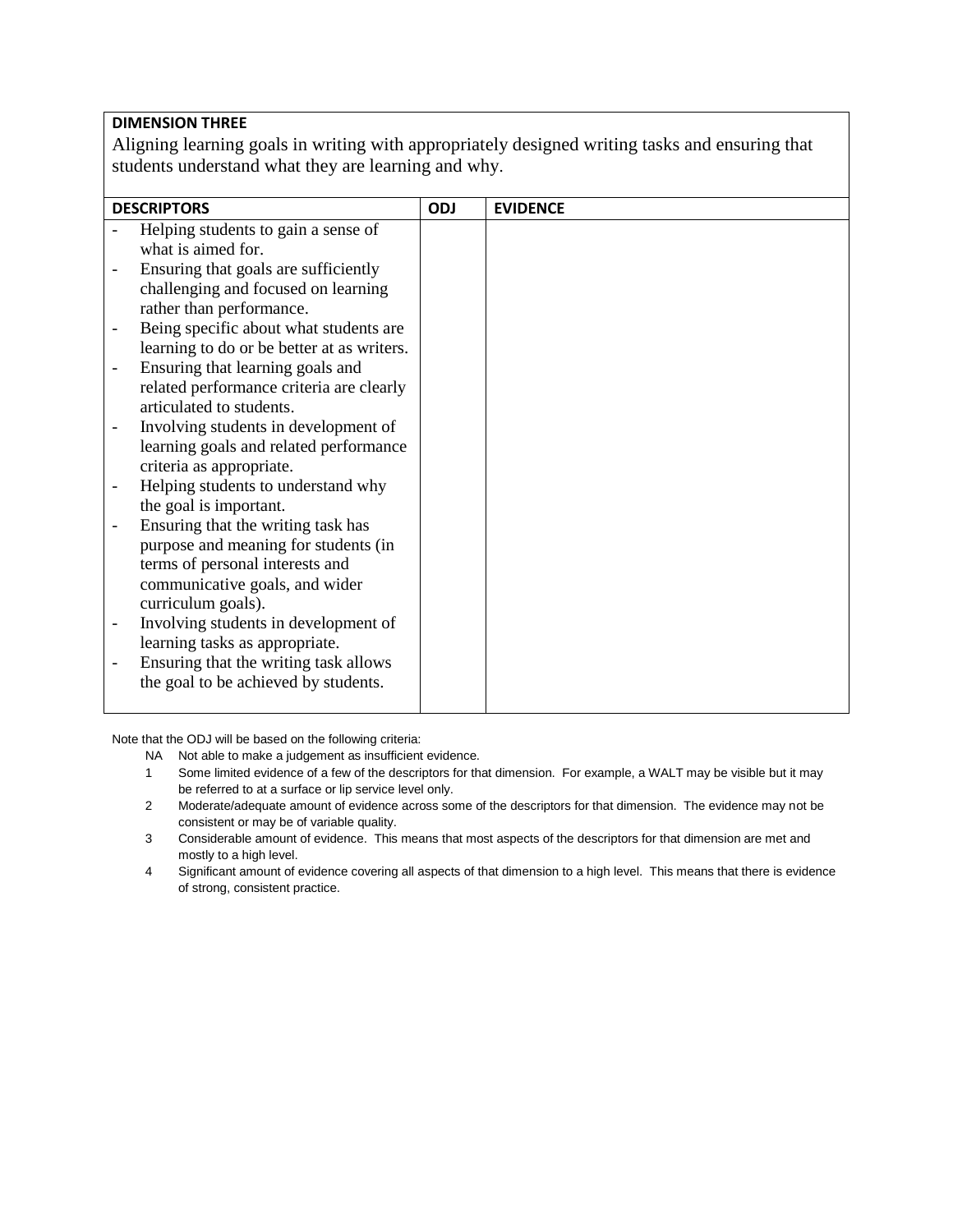**DIMENSION THREE**

Aligning learning goals in writing with appropriately designed writing tasks and ensuring that students understand what they are learning and why.

| DESCRIPTORS | ODJ | EVIDENCE |
|---|---|---|
| - Helping students to gain a sense of what is aimed for.<br>- Ensuring that goals are sufficiently challenging and focused on learning rather than performance.<br>- Being specific about what students are learning to do or be better at as writers.<br>- Ensuring that learning goals and related performance criteria are clearly articulated to students.<br>- Involving students in development of learning goals and related performance criteria as appropriate.<br>- Helping students to understand why the goal is important.<br>- Ensuring that the writing task has purpose and meaning for students (in terms of personal interests and communicative goals, and wider curriculum goals).<br>- Involving students in development of learning tasks as appropriate.<br>- Ensuring that the writing task allows the goal to be achieved by students. | | |

Note that the ODJ will be based on the following criteria:

- NA Not able to make a judgement as insufficient evidence.
- 1 Some limited evidence of a few of the descriptors for that dimension. For example, a WALT may be visible but it may be referred to at a surface or lip service level only.
- 2 Moderate/adequate amount of evidence across some of the descriptors for that dimension. The evidence may not be consistent or may be of variable quality.
- 3 Considerable amount of evidence. This means that most aspects of the descriptors for that dimension are met and mostly to a high level.
- 4 Significant amount of evidence covering all aspects of that dimension to a high level. This means that there is evidence of strong, consistent practice.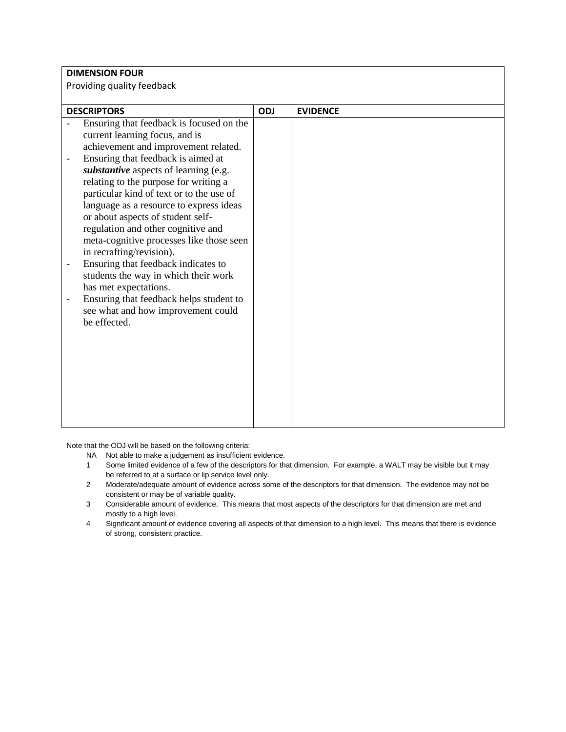| **DIMENSION FOUR**<br>Providing quality feedback | | |
|---|---|---|
| **DESCRIPTORS** | **ODJ** | **EVIDENCE** |
| - Ensuring that feedback is focused on the current learning focus, and is achievement and improvement related.<br>- Ensuring that feedback is aimed at ***substantive*** aspects of learning (e.g. relating to the purpose for writing a particular kind of text or to the use of language as a resource to express ideas or about aspects of student self-regulation and other cognitive and meta-cognitive processes like those seen in recrafting/revision).<br>- Ensuring that feedback indicates to students the way in which their work has met expectations.<br>- Ensuring that feedback helps student to see what and how improvement could be effected. | | |

Note that the ODJ will be based on the following criteria:

- NA Not able to make a judgement as insufficient evidence.
- 1 Some limited evidence of a few of the descriptors for that dimension. For example, a WALT may be visible but it may be referred to at a surface or lip service level only.
- 2 Moderate/adequate amount of evidence across some of the descriptors for that dimension. The evidence may not be consistent or may be of variable quality.
- 3 Considerable amount of evidence. This means that most aspects of the descriptors for that dimension are met and mostly to a high level.
- 4 Significant amount of evidence covering all aspects of that dimension to a high level. This means that there is evidence of strong, consistent practice.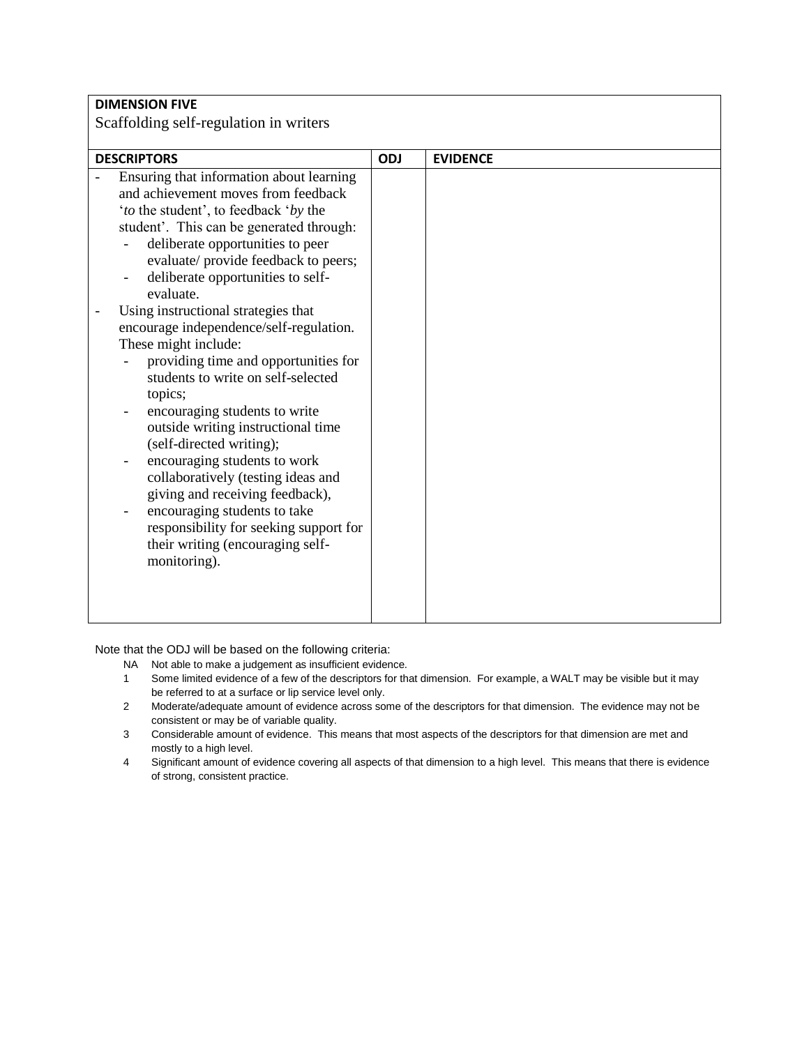**DIMENSION FIVE**

Scaffolding self-regulation in writers

| DESCRIPTORS | ODJ | EVIDENCE |
|---|---|---|
| - Ensuring that information about learning and achievement moves from feedback '*to* the student', to feedback '*by* the student'. This can be generated through:<br>&nbsp;&nbsp;&nbsp;&nbsp;- deliberate opportunities to peer evaluate/ provide feedback to peers;<br>&nbsp;&nbsp;&nbsp;&nbsp;- deliberate opportunities to self-evaluate.<br>- Using instructional strategies that encourage independence/self-regulation. These might include:<br>&nbsp;&nbsp;&nbsp;&nbsp;- providing time and opportunities for students to write on self-selected topics;<br>&nbsp;&nbsp;&nbsp;&nbsp;- encouraging students to write outside writing instructional time (self-directed writing);<br>&nbsp;&nbsp;&nbsp;&nbsp;- encouraging students to work collaboratively (testing ideas and giving and receiving feedback),<br>&nbsp;&nbsp;&nbsp;&nbsp;- encouraging students to take responsibility for seeking support for their writing (encouraging self-monitoring). | | |

Note that the ODJ will be based on the following criteria:

- NA Not able to make a judgement as insufficient evidence.
- 1 Some limited evidence of a few of the descriptors for that dimension. For example, a WALT may be visible but it may be referred to at a surface or lip service level only.
- 2 Moderate/adequate amount of evidence across some of the descriptors for that dimension. The evidence may not be consistent or may be of variable quality.
- 3 Considerable amount of evidence. This means that most aspects of the descriptors for that dimension are met and mostly to a high level.
- 4 Significant amount of evidence covering all aspects of that dimension to a high level. This means that there is evidence of strong, consistent practice.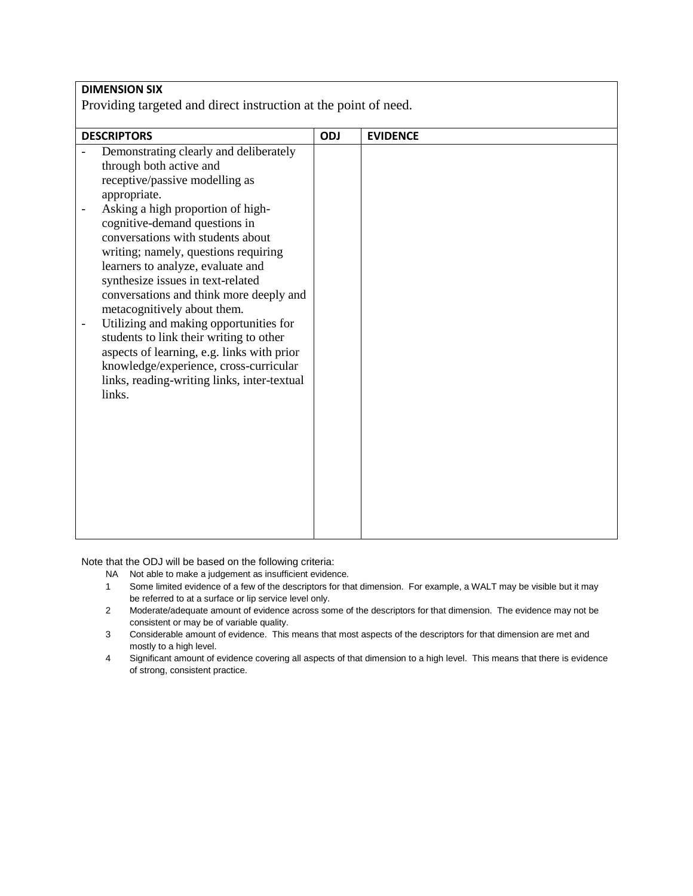| **DIMENSION SIX**<br>Providing targeted and direct instruction at the point of need. | | |
|---|---|---|
| **DESCRIPTORS** | **ODJ** | **EVIDENCE** |
| - Demonstrating clearly and deliberately through both active and receptive/passive modelling as appropriate.<br>- Asking a high proportion of high-cognitive-demand questions in conversations with students about writing; namely, questions requiring learners to analyze, evaluate and synthesize issues in text-related conversations and think more deeply and metacognitively about them.<br>- Utilizing and making opportunities for students to link their writing to other aspects of learning, e.g. links with prior knowledge/experience, cross-curricular links, reading-writing links, inter-textual links. | | |

Note that the ODJ will be based on the following criteria:

- NA Not able to make a judgement as insufficient evidence.
- 1 Some limited evidence of a few of the descriptors for that dimension. For example, a WALT may be visible but it may be referred to at a surface or lip service level only.
- 2 Moderate/adequate amount of evidence across some of the descriptors for that dimension. The evidence may not be consistent or may be of variable quality.
- 3 Considerable amount of evidence. This means that most aspects of the descriptors for that dimension are met and mostly to a high level.
- 4 Significant amount of evidence covering all aspects of that dimension to a high level. This means that there is evidence of strong, consistent practice.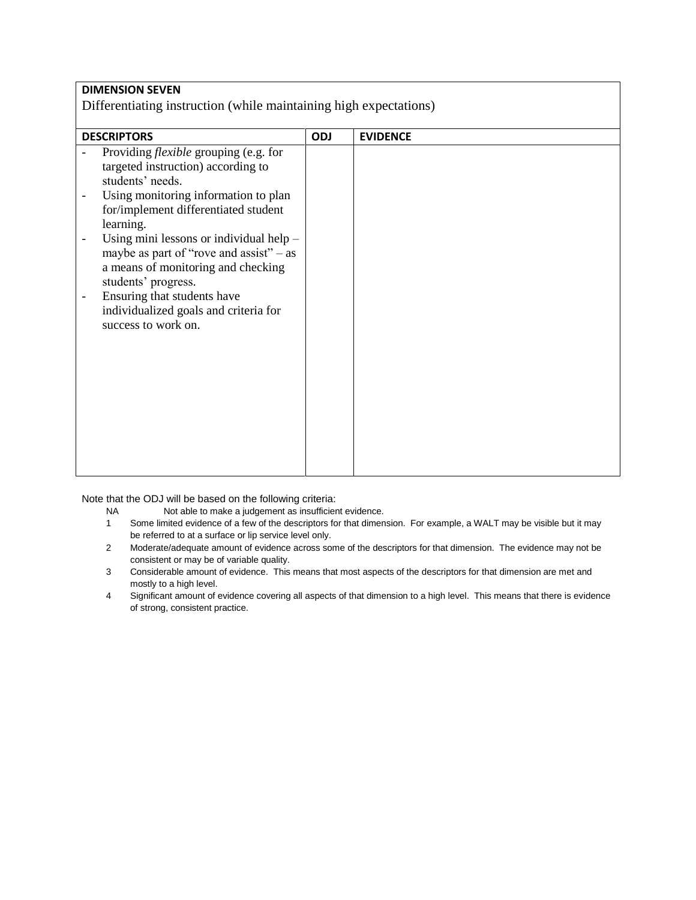| **DIMENSION SEVEN**<br>Differentiating instruction (while maintaining high expectations) | | |
|---|---|---|
| **DESCRIPTORS** | **ODJ** | **EVIDENCE** |
| - Providing *flexible* grouping (e.g. for targeted instruction) according to students' needs.<br>- Using monitoring information to plan for/implement differentiated student learning.<br>- Using mini lessons or individual help – maybe as part of "rove and assist" – as a means of monitoring and checking students' progress.<br>- Ensuring that students have individualized goals and criteria for success to work on. | | |

Note that the ODJ will be based on the following criteria:

- NA Not able to make a judgement as insufficient evidence.
- 1 Some limited evidence of a few of the descriptors for that dimension. For example, a WALT may be visible but it may be referred to at a surface or lip service level only.
- 2 Moderate/adequate amount of evidence across some of the descriptors for that dimension. The evidence may not be consistent or may be of variable quality.
- 3 Considerable amount of evidence. This means that most aspects of the descriptors for that dimension are met and mostly to a high level.
- 4 Significant amount of evidence covering all aspects of that dimension to a high level. This means that there is evidence of strong, consistent practice.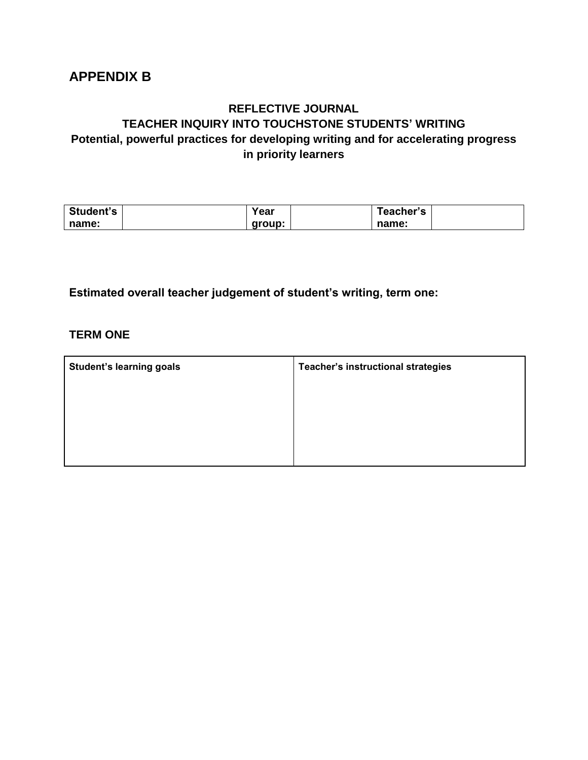## APPENDIX B

**REFLECTIVE JOURNAL**
**TEACHER INQUIRY INTO TOUCHSTONE STUDENTS' WRITING**
**Potential, powerful practices for developing writing and for accelerating progress in priority learners**

| Student's name: | | Year group: | | Teacher's name: | |
|---|---|---|---|---|---|

**Estimated overall teacher judgement of student's writing, term one:**

**TERM ONE**

| Student's learning goals | Teacher's instructional strategies |
|---|---|
| | |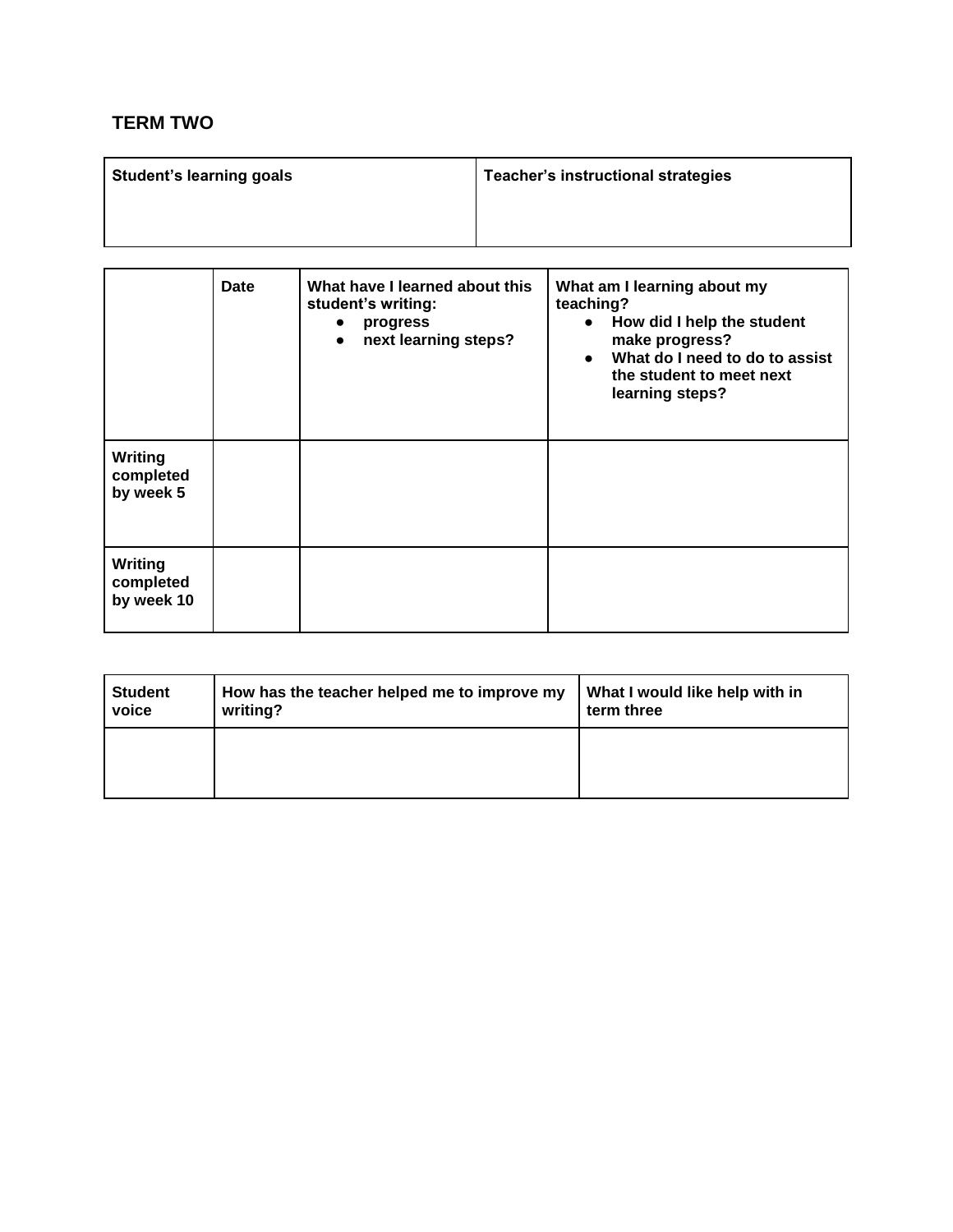## TERM TWO

| Student's learning goals | Teacher's instructional strategies |
|---|---|
| | |

| | Date | What have I learned about this student's writing:<br>• progress<br>• next learning steps? | What am I learning about my teaching?<br>• How did I help the student make progress?<br>• What do I need to do to assist the student to meet next learning steps? |
|---|---|---|---|
| **Writing completed by week 5** | | | |
| **Writing completed by week 10** | | | |

| Student voice | How has the teacher helped me to improve my writing? | What I would like help with in term three |
|---|---|---|
| | | |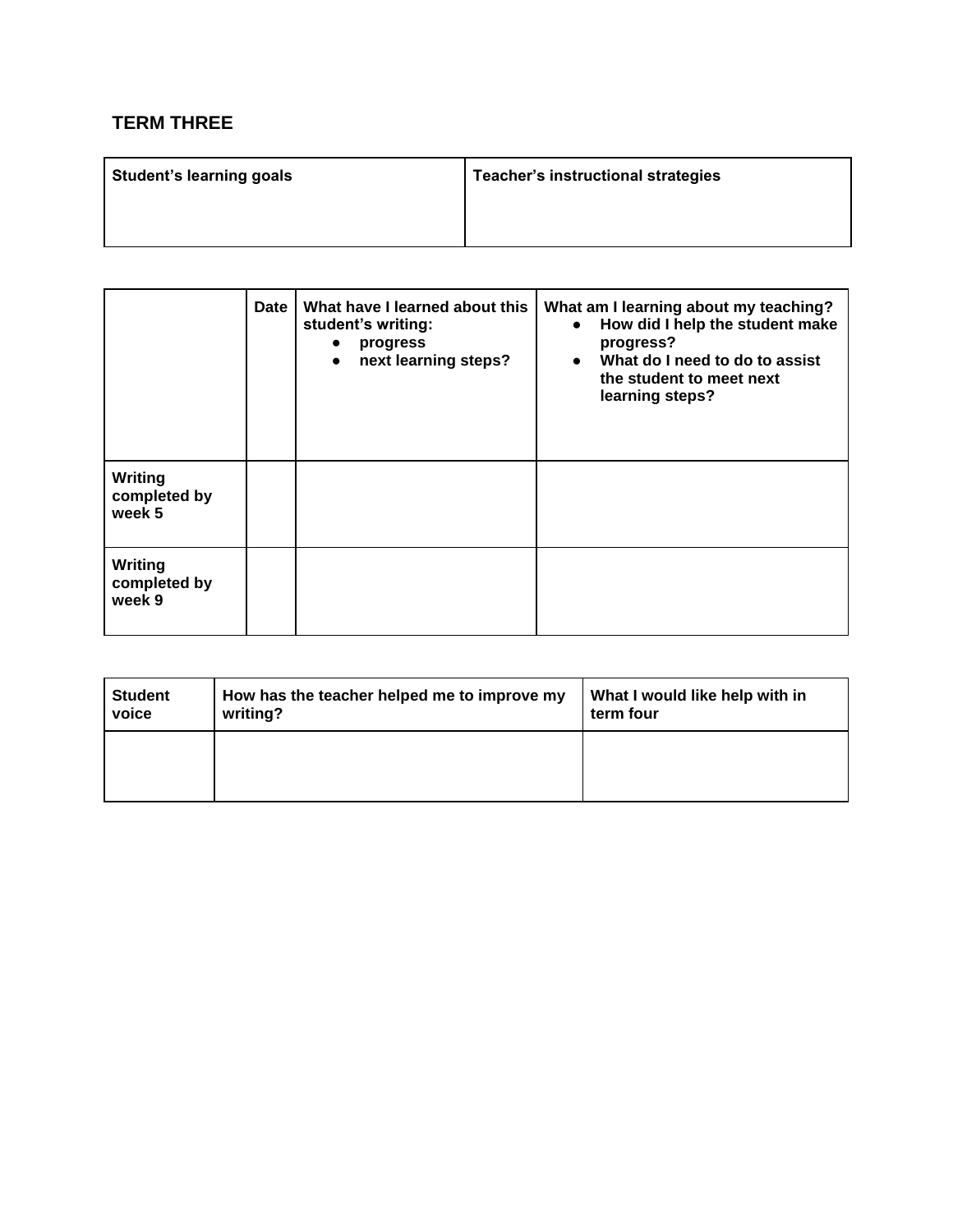## TERM THREE

| Student's learning goals | Teacher's instructional strategies |
| --- | --- |
| | |

| | Date | What have I learned about this student's writing: <br>• progress <br>• next learning steps? | What am I learning about my teaching? <br>• How did I help the student make progress? <br>• What do I need to do to assist the student to meet next learning steps? |
| --- | --- | --- | --- |
| **Writing completed by week 5** | | | |
| **Writing completed by week 9** | | | |

| Student voice | How has the teacher helped me to improve my writing? | What I would like help with in term four |
| --- | --- | --- |
| | | |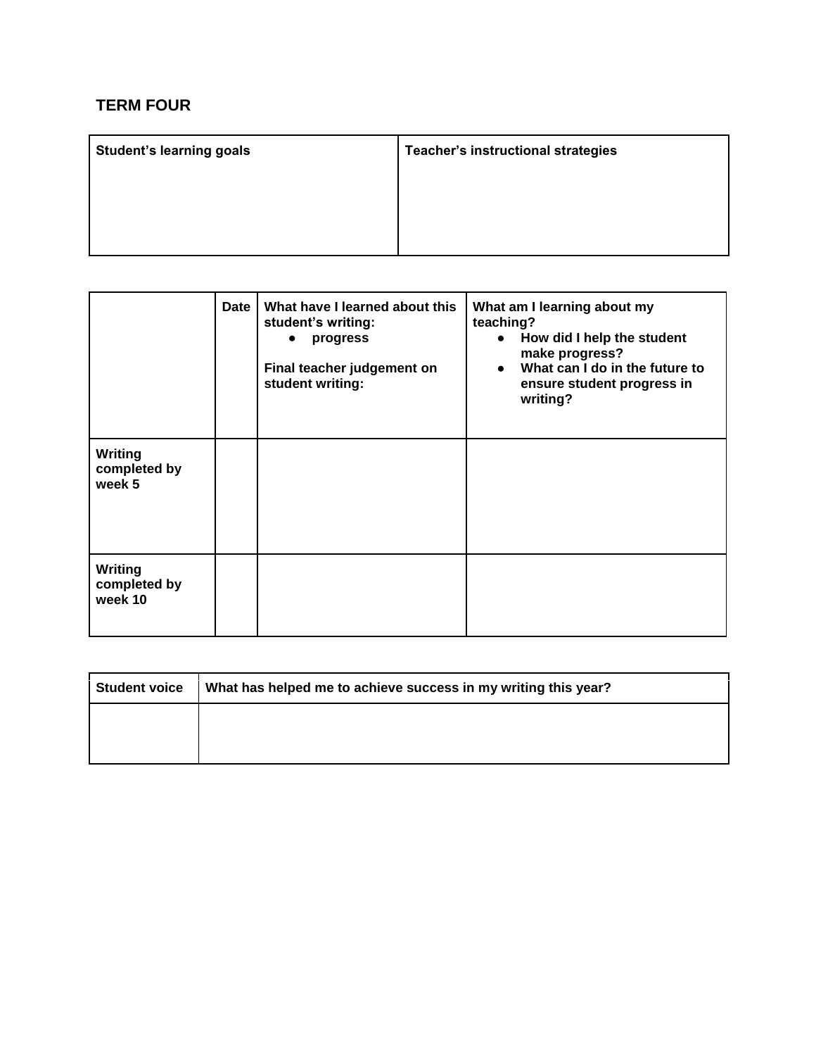## TERM FOUR

| **Student's learning goals** | **Teacher's instructional strategies** |
| --- | --- |
| | |

| | **Date** | **What have I learned about this student's writing:**<br>• **progress**<br><br>**Final teacher judgement on student writing:** | **What am I learning about my teaching?**<br>• **How did I help the student make progress?**<br>• **What can I do in the future to ensure student progress in writing?** |
| --- | --- | --- | --- |
| **Writing completed by week 5** | | | |
| **Writing completed by week 10** | | | |

| **Student voice** | **What has helped me to achieve success in my writing this year?** |
| --- | --- |
| | |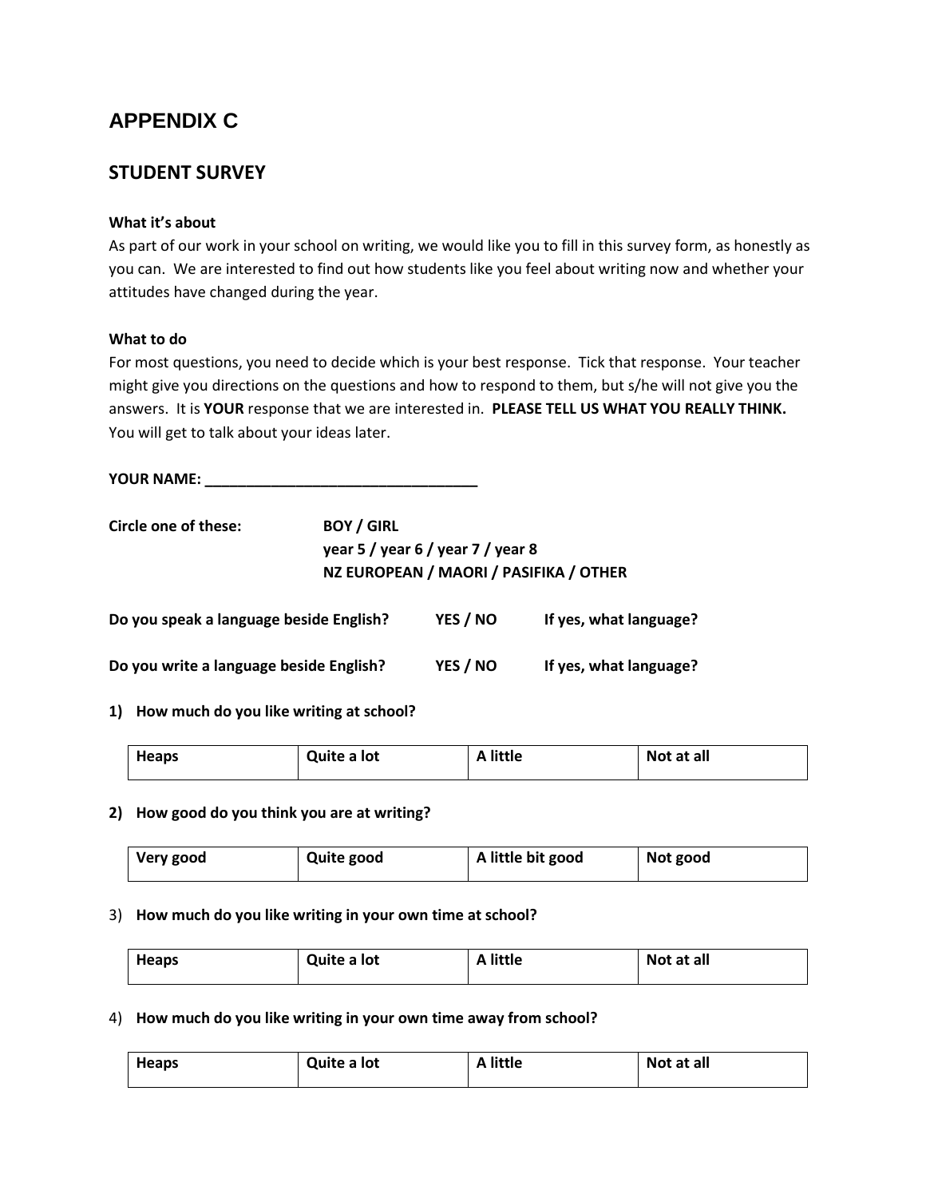# APPENDIX C

## STUDENT SURVEY

**What it's about**

As part of our work in your school on writing, we would like you to fill in this survey form, as honestly as you can. We are interested to find out how students like you feel about writing now and whether your attitudes have changed during the year.

**What to do**

For most questions, you need to decide which is your best response. Tick that response. Your teacher might give you directions on the questions and how to respond to them, but s/he will not give you the answers. It is **YOUR** response that we are interested in. **PLEASE TELL US WHAT YOU REALLY THINK.** You will get to talk about your ideas later.

**YOUR NAME: ________________________________**

**Circle one of these:** **BOY / GIRL**
**year 5 / year 6 / year 7 / year 8**
**NZ EUROPEAN / MAORI / PASIFIKA / OTHER**

**Do you speak a language beside English?** **YES / NO** **If yes, what language?**

**Do you write a language beside English?** **YES / NO** **If yes, what language?**

1) **How much do you like writing at school?**

| Heaps | Quite a lot | A little | Not at all |
|---|---|---|---|

2) **How good do you think you are at writing?**

| Very good | Quite good | A little bit good | Not good |
|---|---|---|---|

3) **How much do you like writing in your own time at school?**

| Heaps | Quite a lot | A little | Not at all |
|---|---|---|---|

4) **How much do you like writing in your own time away from school?**

| Heaps | Quite a lot | A little | Not at all |
|---|---|---|---|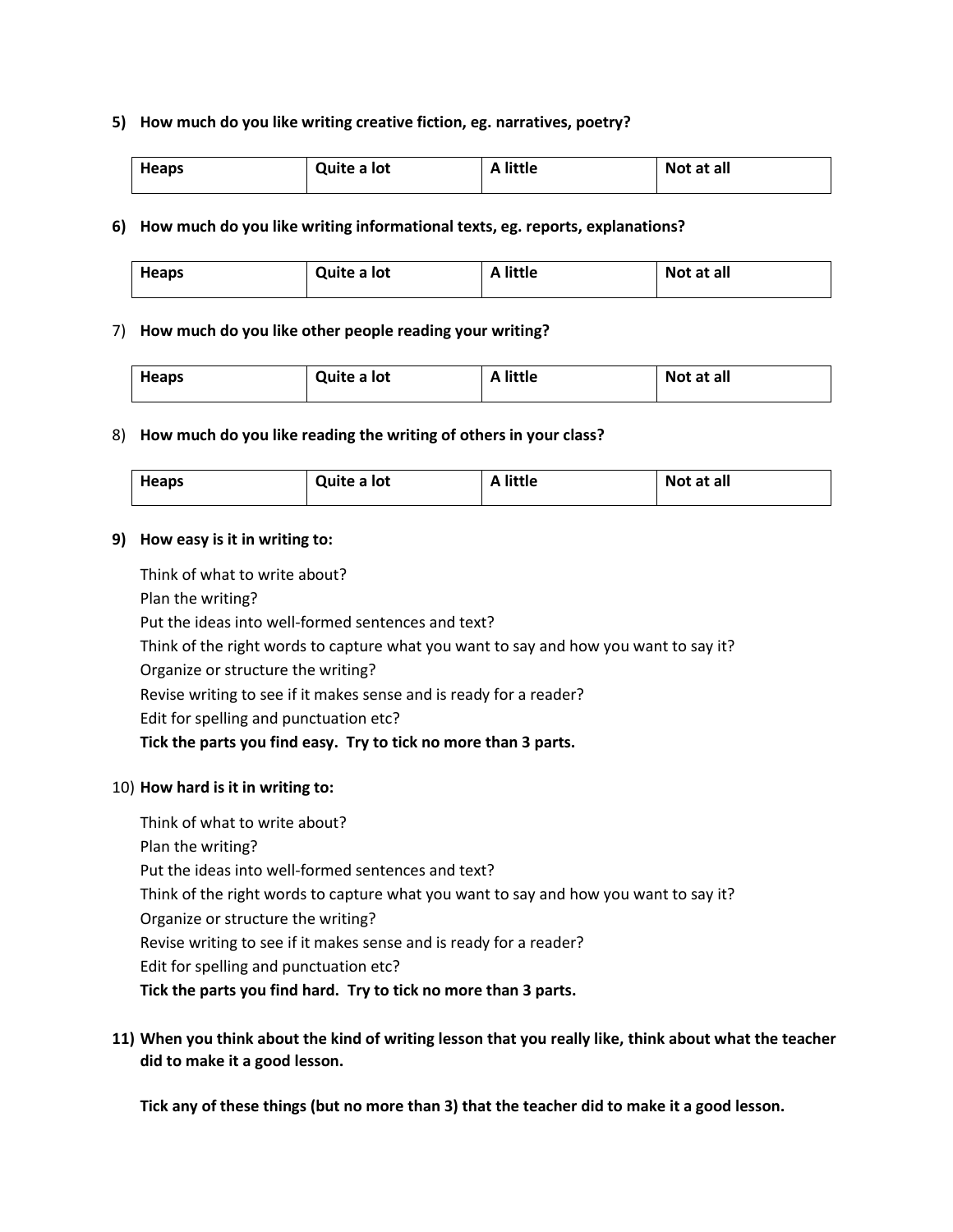**5) How much do you like writing creative fiction, eg. narratives, poetry?**

| Heaps | Quite a lot | A little | Not at all |
| --- | --- | --- | --- |

**6) How much do you like writing informational texts, eg. reports, explanations?**

| Heaps | Quite a lot | A little | Not at all |
| --- | --- | --- | --- |

7) **How much do you like other people reading your writing?**

| Heaps | Quite a lot | A little | Not at all |
| --- | --- | --- | --- |

8) **How much do you like reading the writing of others in your class?**

| Heaps | Quite a lot | A little | Not at all |
| --- | --- | --- | --- |

**9) How easy is it in writing to:**

Think of what to write about?
Plan the writing?
Put the ideas into well-formed sentences and text?
Think of the right words to capture what you want to say and how you want to say it?
Organize or structure the writing?
Revise writing to see if it makes sense and is ready for a reader?
Edit for spelling and punctuation etc?
**Tick the parts you find easy. Try to tick no more than 3 parts.**

10) **How hard is it in writing to:**

Think of what to write about?
Plan the writing?
Put the ideas into well-formed sentences and text?
Think of the right words to capture what you want to say and how you want to say it?
Organize or structure the writing?
Revise writing to see if it makes sense and is ready for a reader?
Edit for spelling and punctuation etc?
**Tick the parts you find hard. Try to tick no more than 3 parts.**

**11) When you think about the kind of writing lesson that you really like, think about what the teacher did to make it a good lesson.**

**Tick any of these things (but no more than 3) that the teacher did to make it a good lesson.**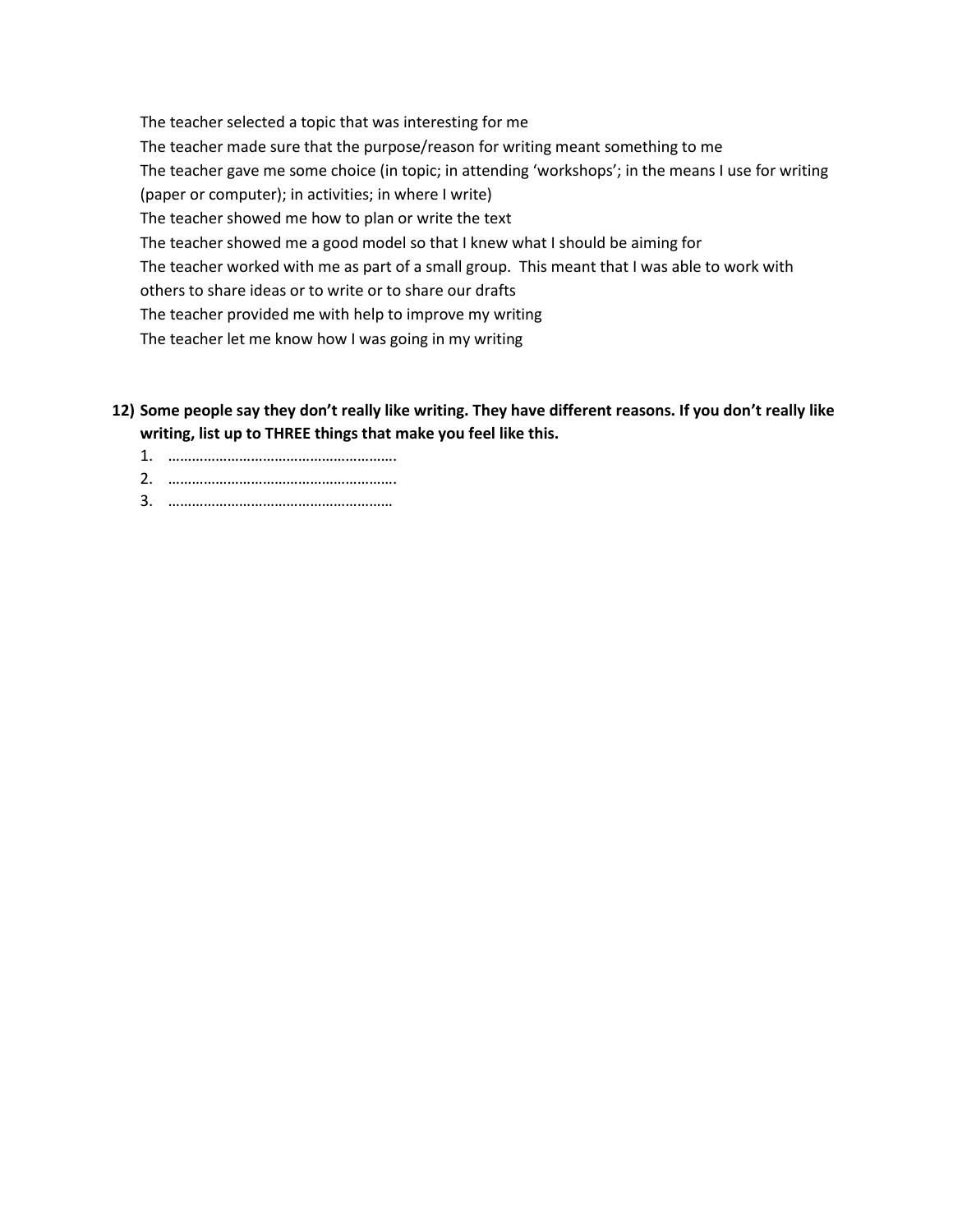The teacher selected a topic that was interesting for me

The teacher made sure that the purpose/reason for writing meant something to me

The teacher gave me some choice (in topic; in attending 'workshops'; in the means I use for writing (paper or computer); in activities; in where I write)

The teacher showed me how to plan or write the text

The teacher showed me a good model so that I knew what I should be aiming for

The teacher worked with me as part of a small group. This meant that I was able to work with others to share ideas or to write or to share our drafts

The teacher provided me with help to improve my writing

The teacher let me know how I was going in my writing

**12) Some people say they don't really like writing. They have different reasons. If you don't really like writing, list up to THREE things that make you feel like this.**

1. ………………………………………………….
2. ………………………………………………….
3. …………………………………………………